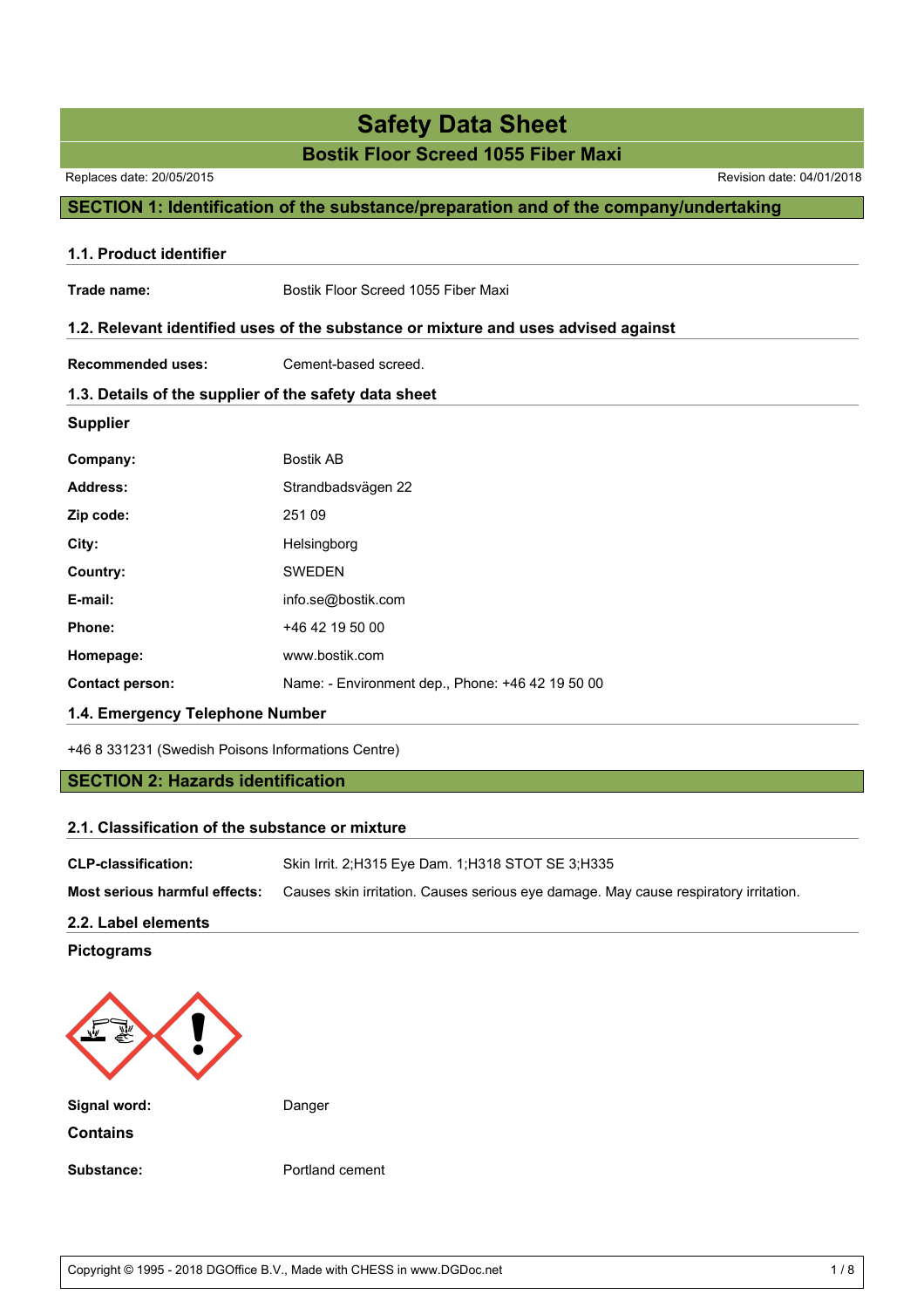# Safety Data Sheet

## Bostik Floor Screed 1055 Fiber Maxi

Replaces date: 20/05/2015

Revision date: 04/01/2018

## SECTION 1: Identification of the substance/preparation and of the company/undertaking

### 1.1. Product identifier

**Trade name:** Bostik Floor Screed 1055 Fiber Maxi

### 1.2. Relevant identified uses of the substance or mixture and uses advised against

**Recommended uses:** Cement-based screed.

### 1.3. Details of the supplier of the safety data sheet

**Supplier**

| | |
|---|---|
| **Company:** | Bostik AB |
| **Address:** | Strandbadsvägen 22 |
| **Zip code:** | 251 09 |
| **City:** | Helsingborg |
| **Country:** | SWEDEN |
| **E-mail:** | info.se@bostik.com |
| **Phone:** | +46 42 19 50 00 |
| **Homepage:** | www.bostik.com |
| **Contact person:** | Name: - Environment dep., Phone: +46 42 19 50 00 |

### 1.4. Emergency Telephone Number

+46 8 331231 (Swedish Poisons Informations Centre)

## SECTION 2: Hazards identification

### 2.1. Classification of the substance or mixture

**CLP-classification:** Skin Irrit. 2;H315 Eye Dam. 1;H318 STOT SE 3;H335

**Most serious harmful effects:** Causes skin irritation. Causes serious eye damage. May cause respiratory irritation.

### 2.2. Label elements

**Pictograms**

**Signal word:** Danger

**Contains**

**Substance:** Portland cement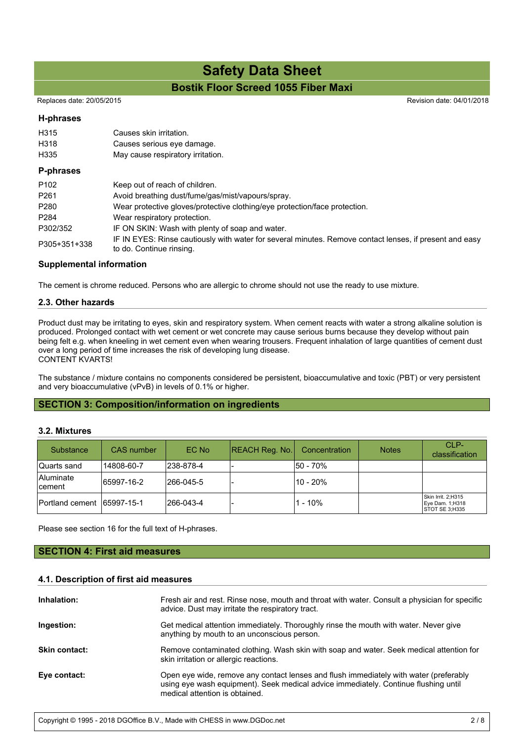### H-phrases

| | |
|---|---|
| H315 | Causes skin irritation. |
| H318 | Causes serious eye damage. |
| H335 | May cause respiratory irritation. |

### P-phrases

| | |
|---|---|
| P102 | Keep out of reach of children. |
| P261 | Avoid breathing dust/fume/gas/mist/vapours/spray. |
| P280 | Wear protective gloves/protective clothing/eye protection/face protection. |
| P284 | Wear respiratory protection. |
| P302/352 | IF ON SKIN: Wash with plenty of soap and water. |
| P305+351+338 | IF IN EYES: Rinse cautiously with water for several minutes. Remove contact lenses, if present and easy to do. Continue rinsing. |

### Supplemental information

The cement is chrome reduced. Persons who are allergic to chrome should not use the ready to use mixture.

### 2.3. Other hazards

Product dust may be irritating to eyes, skin and respiratory system. When cement reacts with water a strong alkaline solution is produced. Prolonged contact with wet cement or wet concrete may cause serious burns because they develop without pain being felt e.g. when kneeling in wet cement even when wearing trousers. Frequent inhalation of large quantities of cement dust over a long period of time increases the risk of developing lung disease.
CONTENT KVARTS!

The substance / mixture contains no components considered be persistent, bioaccumulative and toxic (PBT) or very persistent and very bioaccumulative (vPvB) in levels of 0.1% or higher.

## SECTION 3: Composition/information on ingredients

### 3.2. Mixtures

| Substance | CAS number | EC No | REACH Reg. No. | Concentration | Notes | CLP-classification |
|---|---|---|---|---|---|---|
| Quarts sand | 14808-60-7 | 238-878-4 | - | 50 - 70% | | |
| Aluminate cement | 65997-16-2 | 266-045-5 | - | 10 - 20% | | |
| Portland cement | 65997-15-1 | 266-043-4 | - | 1 - 10% | | Skin Irrit. 2;H315 Eye Dam. 1;H318 STOT SE 3;H335 |

Please see section 16 for the full text of H-phrases.

## SECTION 4: First aid measures

### 4.1. Description of first aid measures

**Inhalation:** Fresh air and rest. Rinse nose, mouth and throat with water. Consult a physician for specific advice. Dust may irritate the respiratory tract.

**Ingestion:** Get medical attention immediately. Thoroughly rinse the mouth with water. Never give anything by mouth to an unconscious person.

**Skin contact:** Remove contaminated clothing. Wash skin with soap and water. Seek medical attention for skin irritation or allergic reactions.

**Eye contact:** Open eye wide, remove any contact lenses and flush immediately with water (preferably using eye wash equipment). Seek medical advice immediately. Continue flushing until medical attention is obtained.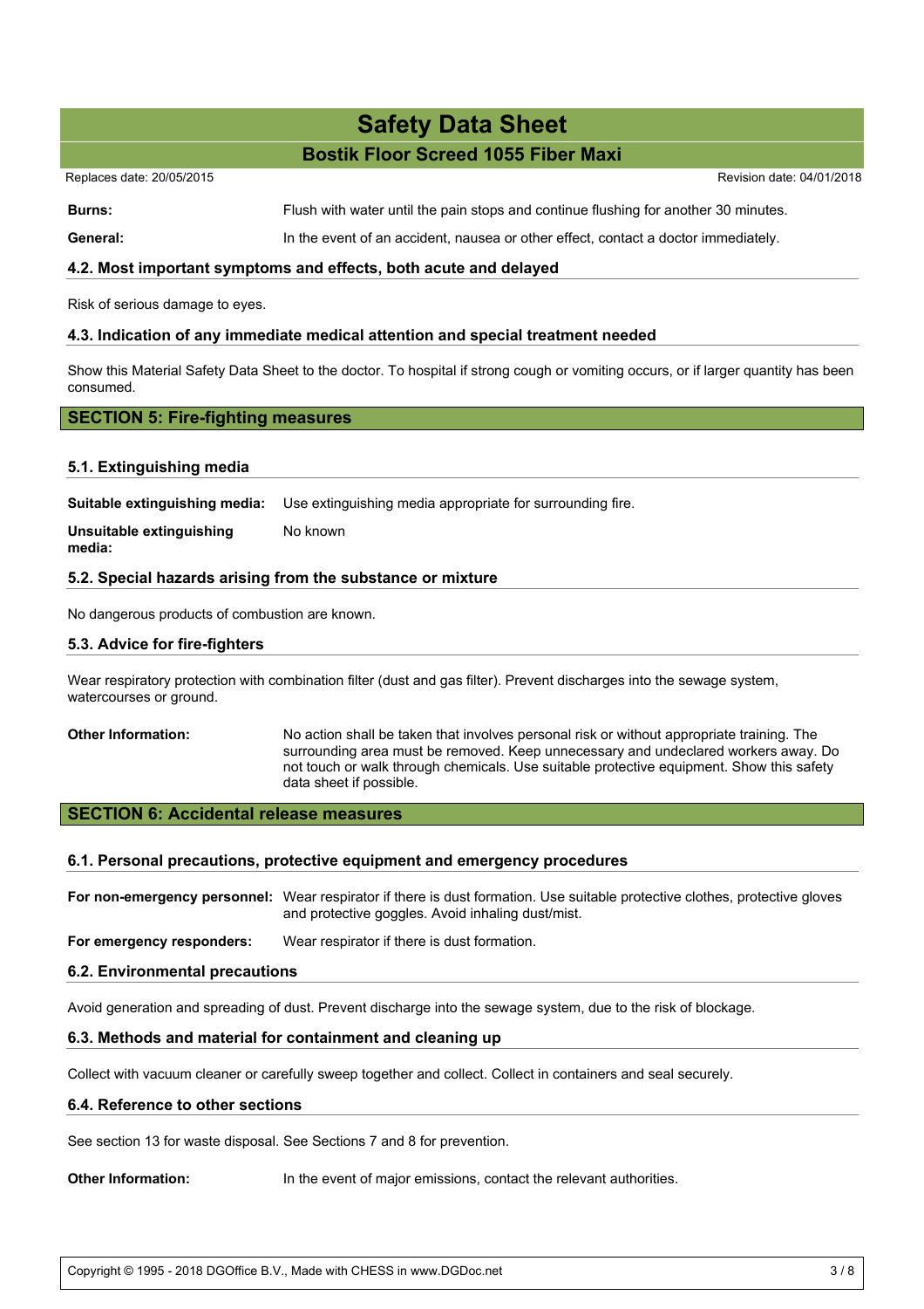**Burns:** Flush with water until the pain stops and continue flushing for another 30 minutes.

**General:** In the event of an accident, nausea or other effect, contact a doctor immediately.

### 4.2. Most important symptoms and effects, both acute and delayed

Risk of serious damage to eyes.

### 4.3. Indication of any immediate medical attention and special treatment needed

Show this Material Safety Data Sheet to the doctor. To hospital if strong cough or vomiting occurs, or if larger quantity has been consumed.

## SECTION 5: Fire-fighting measures

### 5.1. Extinguishing media

**Suitable extinguishing media:** Use extinguishing media appropriate for surrounding fire.

**Unsuitable extinguishing media:** No known

### 5.2. Special hazards arising from the substance or mixture

No dangerous products of combustion are known.

### 5.3. Advice for fire-fighters

Wear respiratory protection with combination filter (dust and gas filter). Prevent discharges into the sewage system, watercourses or ground.

**Other Information:** No action shall be taken that involves personal risk or without appropriate training. The surrounding area must be removed. Keep unnecessary and undeclared workers away. Do not touch or walk through chemicals. Use suitable protective equipment. Show this safety data sheet if possible.

## SECTION 6: Accidental release measures

### 6.1. Personal precautions, protective equipment and emergency procedures

**For non-emergency personnel:** Wear respirator if there is dust formation. Use suitable protective clothes, protective gloves and protective goggles. Avoid inhaling dust/mist.

**For emergency responders:** Wear respirator if there is dust formation.

### 6.2. Environmental precautions

Avoid generation and spreading of dust. Prevent discharge into the sewage system, due to the risk of blockage.

### 6.3. Methods and material for containment and cleaning up

Collect with vacuum cleaner or carefully sweep together and collect. Collect in containers and seal securely.

### 6.4. Reference to other sections

See section 13 for waste disposal. See Sections 7 and 8 for prevention.

**Other Information:** In the event of major emissions, contact the relevant authorities.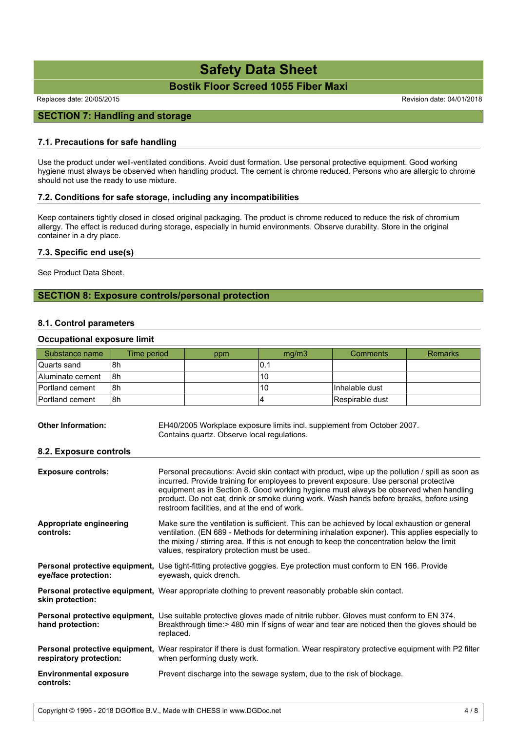## SECTION 7: Handling and storage

### 7.1. Precautions for safe handling

Use the product under well-ventilated conditions. Avoid dust formation. Use personal protective equipment. Good working hygiene must always be observed when handling product. The cement is chrome reduced. Persons who are allergic to chrome should not use the ready to use mixture.

### 7.2. Conditions for safe storage, including any incompatibilities

Keep containers tightly closed in closed original packaging. The product is chrome reduced to reduce the risk of chromium allergy. The effect is reduced during storage, especially in humid environments. Observe durability. Store in the original container in a dry place.

### 7.3. Specific end use(s)

See Product Data Sheet.

## SECTION 8: Exposure controls/personal protection

### 8.1. Control parameters

#### Occupational exposure limit

| Substance name | Time period | ppm | mg/m3 | Comments | Remarks |
|---|---|---|---|---|---|
| Quarts sand | 8h | | 0.1 | | |
| Aluminate cement | 8h | | 10 | | |
| Portland cement | 8h | | 10 | Inhalable dust | |
| Portland cement | 8h | | 4 | Respirable dust | |

**Other Information:** EH40/2005 Workplace exposure limits incl. supplement from October 2007. Contains quartz. Observe local regulations.

### 8.2. Exposure controls

**Exposure controls:** Personal precautions: Avoid skin contact with product, wipe up the pollution / spill as soon as incurred. Provide training for employees to prevent exposure. Use personal protective equipment as in Section 8. Good working hygiene must always be observed when handling product. Do not eat, drink or smoke during work. Wash hands before breaks, before using restroom facilities, and at the end of work.

**Appropriate engineering controls:** Make sure the ventilation is sufficient. This can be achieved by local exhaustion or general ventilation. (EN 689 - Methods for determining inhalation exponer). This applies especially to the mixing / stirring area. If this is not enough to keep the concentration below the limit values, respiratory protection must be used.

**Personal protective equipment, eye/face protection:** Use tight-fitting protective goggles. Eye protection must conform to EN 166. Provide eyewash, quick drench.

**Personal protective equipment, skin protection:** Wear appropriate clothing to prevent reasonably probable skin contact.

**Personal protective equipment, hand protection:** Use suitable protective gloves made of nitrile rubber. Gloves must conform to EN 374. Breakthrough time:> 480 min If signs of wear and tear are noticed then the gloves should be replaced.

**Personal protective equipment, respiratory protection:** Wear respirator if there is dust formation. Wear respiratory protective equipment with P2 filter when performing dusty work.

**Environmental exposure controls:** Prevent discharge into the sewage system, due to the risk of blockage.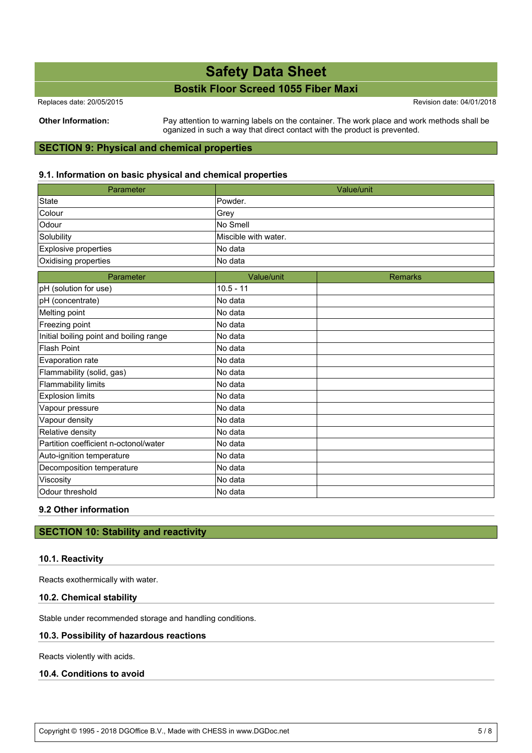**Other Information:** Pay attention to warning labels on the container. The work place and work methods shall be oganized in such a way that direct contact with the product is prevented.

## SECTION 9: Physical and chemical properties

### 9.1. Information on basic physical and chemical properties

| Parameter | Value/unit |
|---|---|
| State | Powder. |
| Colour | Grey |
| Odour | No Smell |
| Solubility | Miscible with water. |
| Explosive properties | No data |
| Oxidising properties | No data |

| Parameter | Value/unit | Remarks |
|---|---|---|
| pH (solution for use) | 10.5 - 11 | |
| pH (concentrate) | No data | |
| Melting point | No data | |
| Freezing point | No data | |
| Initial boiling point and boiling range | No data | |
| Flash Point | No data | |
| Evaporation rate | No data | |
| Flammability (solid, gas) | No data | |
| Flammability limits | No data | |
| Explosion limits | No data | |
| Vapour pressure | No data | |
| Vapour density | No data | |
| Relative density | No data | |
| Partition coefficient n-octonol/water | No data | |
| Auto-ignition temperature | No data | |
| Decomposition temperature | No data | |
| Viscosity | No data | |
| Odour threshold | No data | |

### 9.2 Other information

## SECTION 10: Stability and reactivity

### 10.1. Reactivity

Reacts exothermically with water.

### 10.2. Chemical stability

Stable under recommended storage and handling conditions.

### 10.3. Possibility of hazardous reactions

Reacts violently with acids.

### 10.4. Conditions to avoid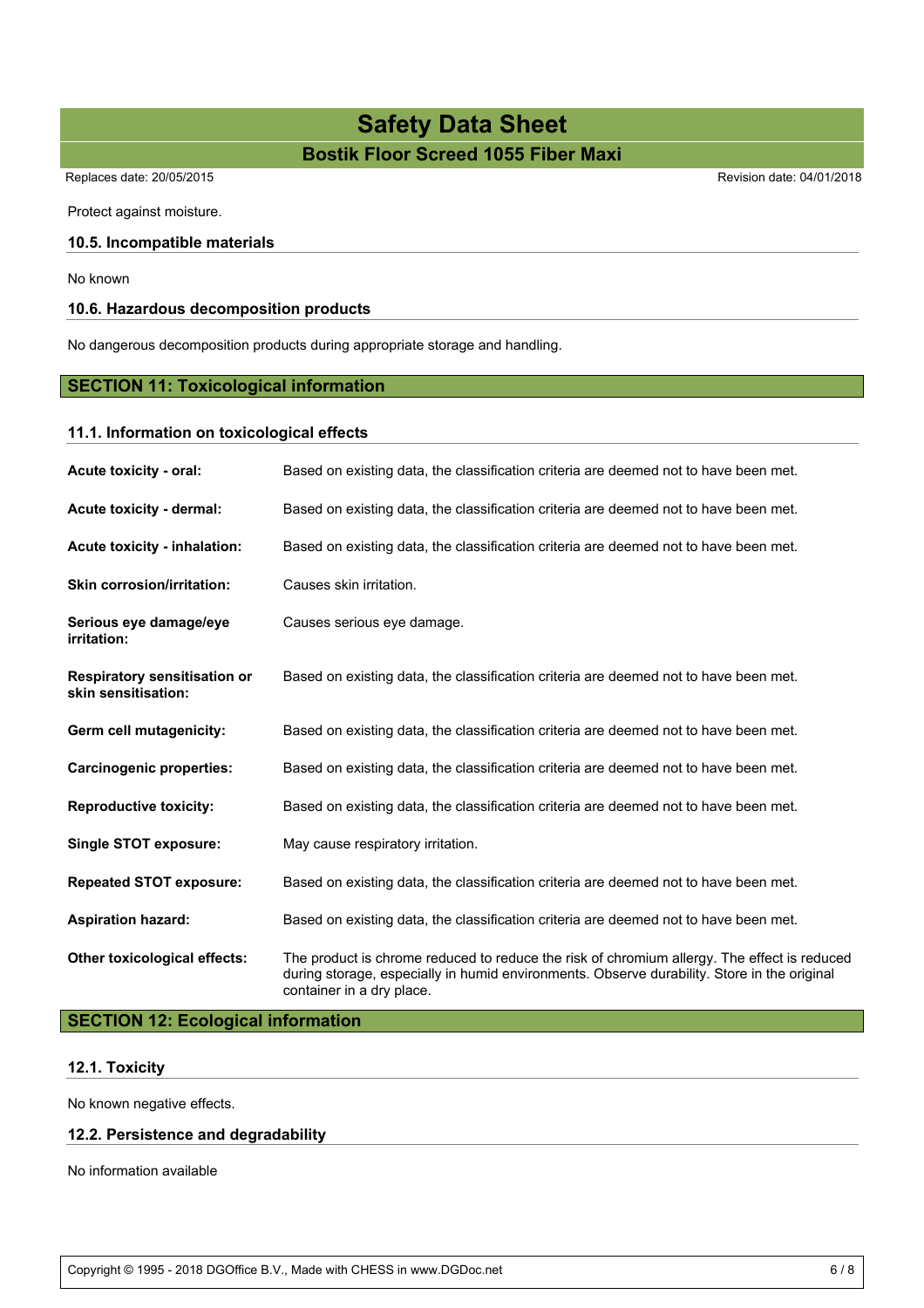Protect against moisture.

### 10.5. Incompatible materials

No known

### 10.6. Hazardous decomposition products

No dangerous decomposition products during appropriate storage and handling.

## SECTION 11: Toxicological information

### 11.1. Information on toxicological effects

| | |
|---|---|
| **Acute toxicity - oral:** | Based on existing data, the classification criteria are deemed not to have been met. |
| **Acute toxicity - dermal:** | Based on existing data, the classification criteria are deemed not to have been met. |
| **Acute toxicity - inhalation:** | Based on existing data, the classification criteria are deemed not to have been met. |
| **Skin corrosion/irritation:** | Causes skin irritation. |
| **Serious eye damage/eye irritation:** | Causes serious eye damage. |
| **Respiratory sensitisation or skin sensitisation:** | Based on existing data, the classification criteria are deemed not to have been met. |
| **Germ cell mutagenicity:** | Based on existing data, the classification criteria are deemed not to have been met. |
| **Carcinogenic properties:** | Based on existing data, the classification criteria are deemed not to have been met. |
| **Reproductive toxicity:** | Based on existing data, the classification criteria are deemed not to have been met. |
| **Single STOT exposure:** | May cause respiratory irritation. |
| **Repeated STOT exposure:** | Based on existing data, the classification criteria are deemed not to have been met. |
| **Aspiration hazard:** | Based on existing data, the classification criteria are deemed not to have been met. |
| **Other toxicological effects:** | The product is chrome reduced to reduce the risk of chromium allergy. The effect is reduced during storage, especially in humid environments. Observe durability. Store in the original container in a dry place. |

## SECTION 12: Ecological information

### 12.1. Toxicity

No known negative effects.

### 12.2. Persistence and degradability

No information available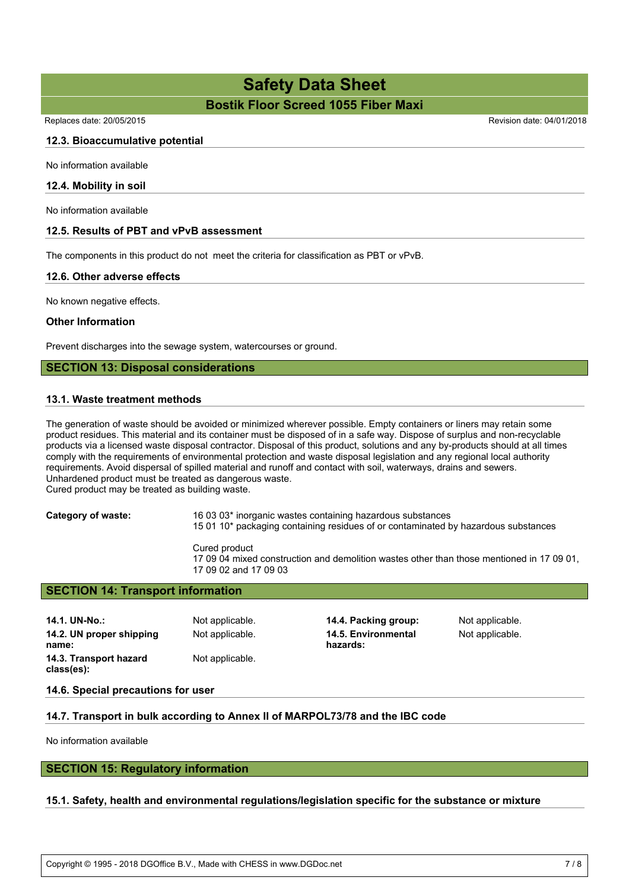### 12.3. Bioaccumulative potential

No information available

### 12.4. Mobility in soil

No information available

### 12.5. Results of PBT and vPvB assessment

The components in this product do not meet the criteria for classification as PBT or vPvB.

### 12.6. Other adverse effects

No known negative effects.

**Other Information**

Prevent discharges into the sewage system, watercourses or ground.

## SECTION 13: Disposal considerations

### 13.1. Waste treatment methods

The generation of waste should be avoided or minimized wherever possible. Empty containers or liners may retain some product residues. This material and its container must be disposed of in a safe way. Dispose of surplus and non-recyclable products via a licensed waste disposal contractor. Disposal of this product, solutions and any by-products should at all times comply with the requirements of environmental protection and waste disposal legislation and any regional local authority requirements. Avoid dispersal of spilled material and runoff and contact with soil, waterways, drains and sewers.
Unhardened product must be treated as dangerous waste.
Cured product may be treated as building waste.

**Category of waste:**

16 03 03* inorganic wastes containing hazardous substances
15 01 10* packaging containing residues of or contaminated by hazardous substances

Cured product
17 09 04 mixed construction and demolition wastes other than those mentioned in 17 09 01, 17 09 02 and 17 09 03

## SECTION 14: Transport information

| | | | |
|---|---|---|---|
| **14.1. UN-No.:** | Not applicable. | **14.4. Packing group:** | Not applicable. |
| **14.2. UN proper shipping name:** | Not applicable. | **14.5. Environmental hazards:** | Not applicable. |
| **14.3. Transport hazard class(es):** | Not applicable. | | |

### 14.6. Special precautions for user

### 14.7. Transport in bulk according to Annex II of MARPOL73/78 and the IBC code

No information available

## SECTION 15: Regulatory information

### 15.1. Safety, health and environmental regulations/legislation specific for the substance or mixture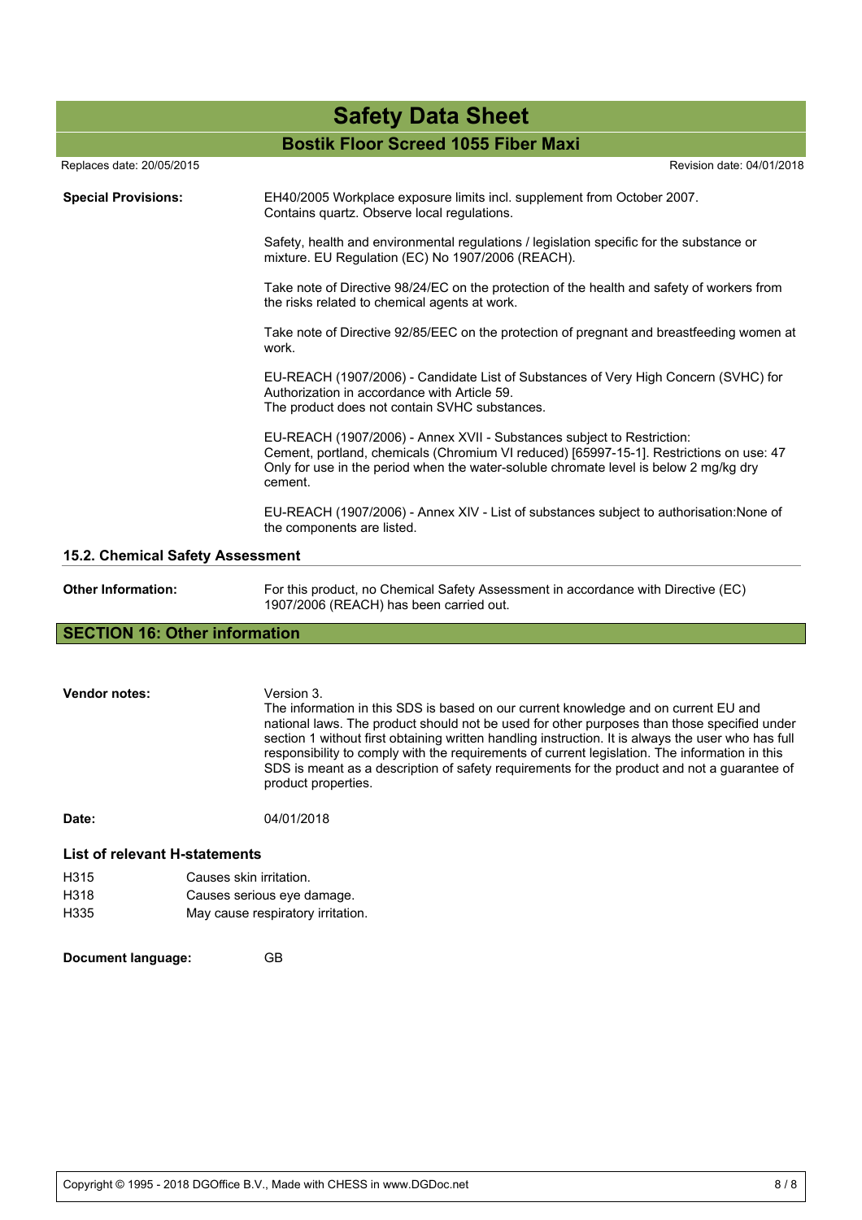**Special Provisions:** EH40/2005 Workplace exposure limits incl. supplement from October 2007. Contains quartz. Observe local regulations.

Safety, health and environmental regulations / legislation specific for the substance or mixture. EU Regulation (EC) No 1907/2006 (REACH).

Take note of Directive 98/24/EC on the protection of the health and safety of workers from the risks related to chemical agents at work.

Take note of Directive 92/85/EEC on the protection of pregnant and breastfeeding women at work.

EU-REACH (1907/2006) - Candidate List of Substances of Very High Concern (SVHC) for Authorization in accordance with Article 59.
The product does not contain SVHC substances.

EU-REACH (1907/2006) - Annex XVII - Substances subject to Restriction:
Cement, portland, chemicals (Chromium VI reduced) [65997-15-1]. Restrictions on use: 47 Only for use in the period when the water-soluble chromate level is below 2 mg/kg dry cement.

EU-REACH (1907/2006) - Annex XIV - List of substances subject to authorisation:None of the components are listed.

### 15.2. Chemical Safety Assessment

**Other Information:** For this product, no Chemical Safety Assessment in accordance with Directive (EC) 1907/2006 (REACH) has been carried out.

## SECTION 16: Other information

**Vendor notes:** Version 3.
The information in this SDS is based on our current knowledge and on current EU and national laws. The product should not be used for other purposes than those specified under section 1 without first obtaining written handling instruction. It is always the user who has full responsibility to comply with the requirements of current legislation. The information in this SDS is meant as a description of safety requirements for the product and not a guarantee of product properties.

**Date:** 04/01/2018

### List of relevant H-statements

| | |
|---|---|
| H315 | Causes skin irritation. |
| H318 | Causes serious eye damage. |
| H335 | May cause respiratory irritation. |

**Document language:** GB